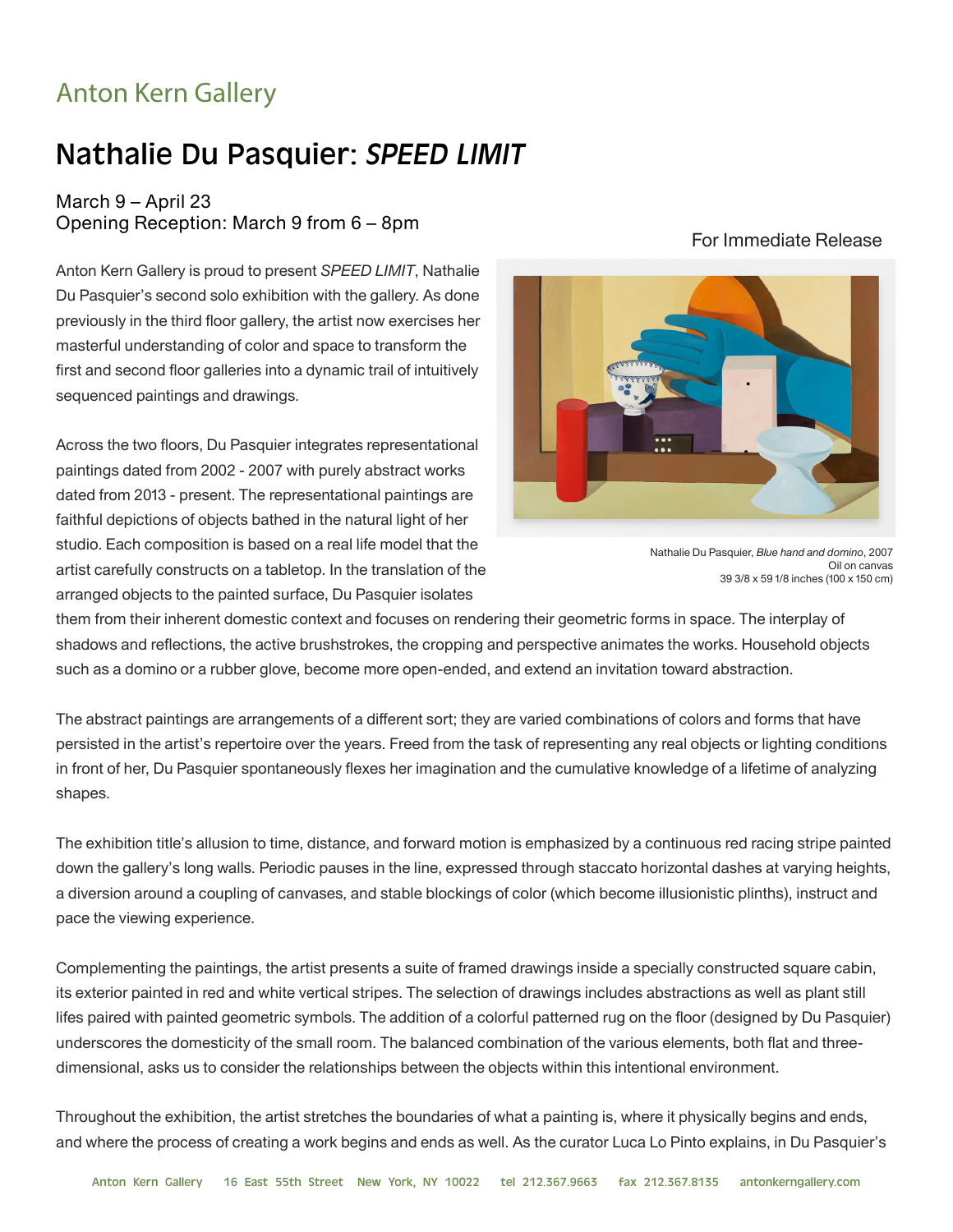Anton Kern Gallery

# Nathalie Du Pasquier: *SPEED LIMIT*

March 9 – April 23
Opening Reception: March 9 from 6 – 8pm

For Immediate Release

Anton Kern Gallery is proud to present *SPEED LIMIT*, Nathalie Du Pasquier's second solo exhibition with the gallery. As done previously in the third floor gallery, the artist now exercises her masterful understanding of color and space to transform the first and second floor galleries into a dynamic trail of intuitively sequenced paintings and drawings.

Nathalie Du Pasquier, *Blue hand and domino*, 2007
Oil on canvas
39 3/8 x 59 1/8 inches (100 x 150 cm)

Across the two floors, Du Pasquier integrates representational paintings dated from 2002 - 2007 with purely abstract works dated from 2013 - present. The representational paintings are faithful depictions of objects bathed in the natural light of her studio. Each composition is based on a real life model that the artist carefully constructs on a tabletop. In the translation of the arranged objects to the painted surface, Du Pasquier isolates them from their inherent domestic context and focuses on rendering their geometric forms in space. The interplay of shadows and reflections, the active brushstrokes, the cropping and perspective animates the works. Household objects such as a domino or a rubber glove, become more open-ended, and extend an invitation toward abstraction.

The abstract paintings are arrangements of a different sort; they are varied combinations of colors and forms that have persisted in the artist's repertoire over the years. Freed from the task of representing any real objects or lighting conditions in front of her, Du Pasquier spontaneously flexes her imagination and the cumulative knowledge of a lifetime of analyzing shapes.

The exhibition title's allusion to time, distance, and forward motion is emphasized by a continuous red racing stripe painted down the gallery's long walls. Periodic pauses in the line, expressed through staccato horizontal dashes at varying heights, a diversion around a coupling of canvases, and stable blockings of color (which become illusionistic plinths), instruct and pace the viewing experience.

Complementing the paintings, the artist presents a suite of framed drawings inside a specially constructed square cabin, its exterior painted in red and white vertical stripes. The selection of drawings includes abstractions as well as plant still lifes paired with painted geometric symbols. The addition of a colorful patterned rug on the floor (designed by Du Pasquier) underscores the domesticity of the small room. The balanced combination of the various elements, both flat and three-dimensional, asks us to consider the relationships between the objects within this intentional environment.

Throughout the exhibition, the artist stretches the boundaries of what a painting is, where it physically begins and ends, and where the process of creating a work begins and ends as well. As the curator Luca Lo Pinto explains, in Du Pasquier's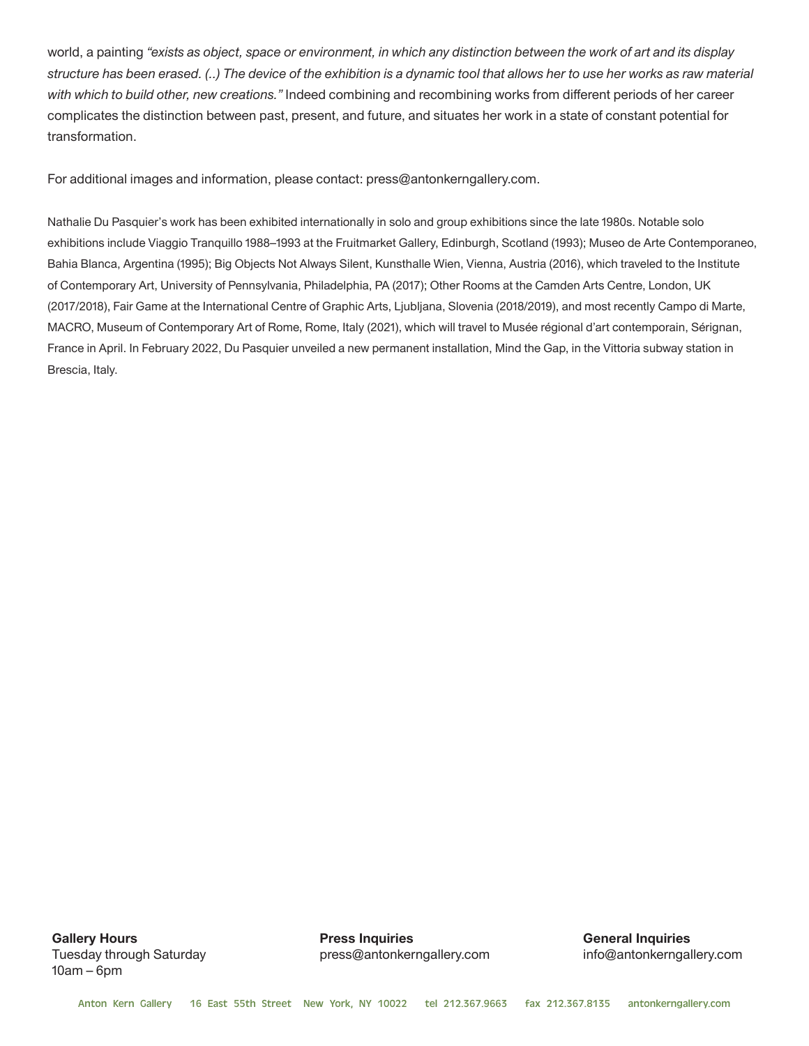world, a painting *“exists as object, space or environment, in which any distinction between the work of art and its display structure has been erased. (..) The device of the exhibition is a dynamic tool that allows her to use her works as raw material with which to build other, new creations.”* Indeed combining and recombining works from different periods of her career complicates the distinction between past, present, and future, and situates her work in a state of constant potential for transformation.

For additional images and information, please contact: press@antonkerngallery.com.

Nathalie Du Pasquier’s work has been exhibited internationally in solo and group exhibitions since the late 1980s. Notable solo exhibitions include Viaggio Tranquillo 1988–1993 at the Fruitmarket Gallery, Edinburgh, Scotland (1993); Museo de Arte Contemporaneo, Bahia Blanca, Argentina (1995); Big Objects Not Always Silent, Kunsthalle Wien, Vienna, Austria (2016), which traveled to the Institute of Contemporary Art, University of Pennsylvania, Philadelphia, PA (2017); Other Rooms at the Camden Arts Centre, London, UK (2017/2018), Fair Game at the International Centre of Graphic Arts, Ljubljana, Slovenia (2018/2019), and most recently Campo di Marte, MACRO, Museum of Contemporary Art of Rome, Rome, Italy (2021), which will travel to Musée régional d’art contemporain, Sérignan, France in April. In February 2022, Du Pasquier unveiled a new permanent installation, Mind the Gap, in the Vittoria subway station in Brescia, Italy.

**Gallery Hours**
Tuesday through Saturday
10am – 6pm

**Press Inquiries**
press@antonkerngallery.com

**General Inquiries**
info@antonkerngallery.com

Anton Kern Gallery 16 East 55th Street New York, NY 10022 tel 212.367.9663 fax 212.367.8135 antonkerngallery.com